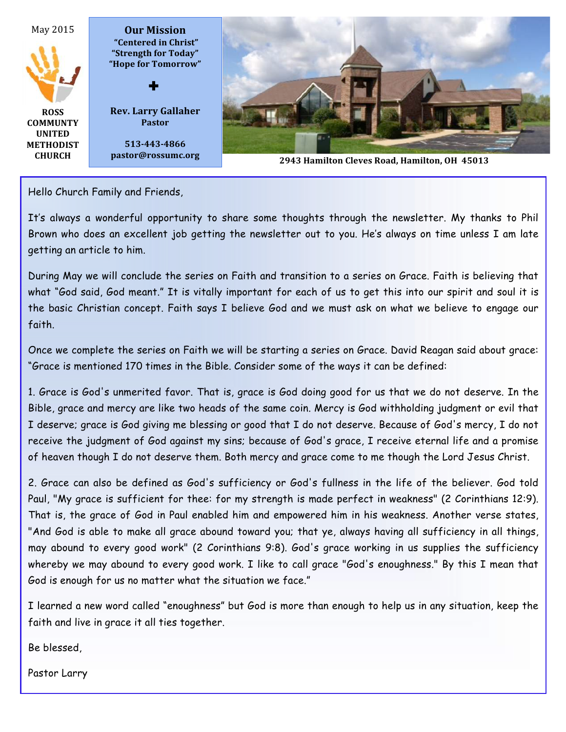May 2015

**ROSS COMMUNTY UNITED METHODIST CHURCH**

## Our Mission

**"Centered in Christ"**
**"Strength for Today"**
**"Hope for Tomorrow"**

✚

**Rev. Larry Gallaher**
**Pastor**

**513-443-4866**
**pastor@rossumc.org**

**2943 Hamilton Cleves Road, Hamilton, OH 45013**

Hello Church Family and Friends,

It's always a wonderful opportunity to share some thoughts through the newsletter. My thanks to Phil Brown who does an excellent job getting the newsletter out to you. He's always on time unless I am late getting an article to him.

During May we will conclude the series on Faith and transition to a series on Grace. Faith is believing that what "God said, God meant." It is vitally important for each of us to get this into our spirit and soul it is the basic Christian concept. Faith says I believe God and we must ask on what we believe to engage our faith.

Once we complete the series on Faith we will be starting a series on Grace. David Reagan said about grace: "Grace is mentioned 170 times in the Bible. Consider some of the ways it can be defined:

1. Grace is God's unmerited favor. That is, grace is God doing good for us that we do not deserve. In the Bible, grace and mercy are like two heads of the same coin. Mercy is God withholding judgment or evil that I deserve; grace is God giving me blessing or good that I do not deserve. Because of God's mercy, I do not receive the judgment of God against my sins; because of God's grace, I receive eternal life and a promise of heaven though I do not deserve them. Both mercy and grace come to me though the Lord Jesus Christ.

2. Grace can also be defined as God's sufficiency or God's fullness in the life of the believer. God told Paul, "My grace is sufficient for thee: for my strength is made perfect in weakness" (2 Corinthians 12:9). That is, the grace of God in Paul enabled him and empowered him in his weakness. Another verse states, "And God is able to make all grace abound toward you; that ye, always having all sufficiency in all things, may abound to every good work" (2 Corinthians 9:8). God's grace working in us supplies the sufficiency whereby we may abound to every good work. I like to call grace "God's enoughness." By this I mean that God is enough for us no matter what the situation we face."

I learned a new word called "enoughness" but God is more than enough to help us in any situation, keep the faith and live in grace it all ties together.

Be blessed,

Pastor Larry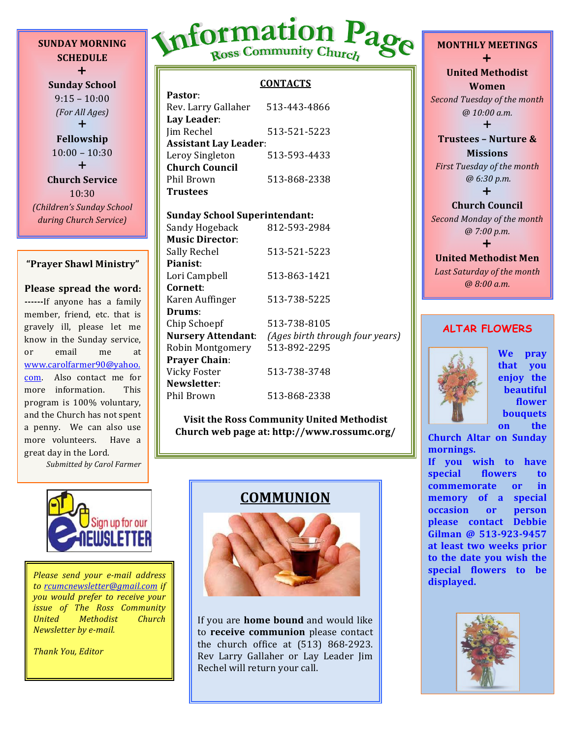# Information Page

## Ross Community Church

**SUNDAY MORNING SCHEDULE**

+

**Sunday School**
9:15 – 10:00
*(For All Ages)*

+

**Fellowship**
10:00 – 10:30

+

**Church Service**
10:30
*(Children's Sunday School during Church Service)*

**"Prayer Shawl Ministry"**

**Please spread the word:** ------If anyone has a family member, friend, etc. that is gravely ill, please let me know in the Sunday service, or email me at www.carolfarmer90@yahoo.com. Also contact me for more information. This program is 100% voluntary, and the Church has not spent a penny. We can also use more volunteers. Have a great day in the Lord.

*Submitted by Carol Farmer*

Sign up for our eNEWSLETTER

*Please send your e-mail address to rcumcnewsletter@gmail.com if you would prefer to receive your issue of The Ross Community United Methodist Church Newsletter by e-mail.*

*Thank You, Editor*

**CONTACTS**

**Pastor**:
Rev. Larry Gallaher 513-443-4866
**Lay Leader**:
Jim Rechel 513-521-5223
**Assistant Lay Leader**:
Leroy Singleton 513-593-4433
**Church Council**
Phil Brown 513-868-2338
**Trustees**

**Sunday School Superintendant:**
Sandy Hogeback 812-593-2984
**Music Director**:
Sally Rechel 513-521-5223
**Pianist**:
Lori Campbell 513-863-1421
**Cornett**:
Karen Auffinger 513-738-5225
**Drums**:
Chip Schoepf 513-738-8105
**Nursery Attendant**: *(Ages birth through four years)*
Robin Montgomery 513-892-2295
**Prayer Chain**:
Vicky Foster 513-738-3748
**Newsletter**:
Phil Brown 513-868-2338

**Visit the Ross Community United Methodist Church web page at: http://www.rossumc.org/**

## COMMUNION

If you are **home bound** and would like to **receive communion** please contact the church office at (513) 868-2923. Rev Larry Gallaher or Lay Leader Jim Rechel will return your call.

**MONTHLY MEETINGS**

+

**United Methodist Women**
*Second Tuesday of the month @ 10:00 a.m.*

+

**Trustees – Nurture & Missions**
*First Tuesday of the month @ 6:30 p.m.*

+

**Church Council**
*Second Monday of the month @ 7:00 p.m.*

+

**United Methodist Men**
*Last Saturday of the month @ 8:00 a.m.*

**ALTAR FLOWERS**

**We pray that you enjoy the beautiful flower bouquets on the Church Altar on Sunday mornings.**

**If you wish to have special flowers to commemorate or in memory of a special occasion or person please contact Debbie Gilman @ 513-923-9457 at least two weeks prior to the date you wish the special flowers to be displayed.**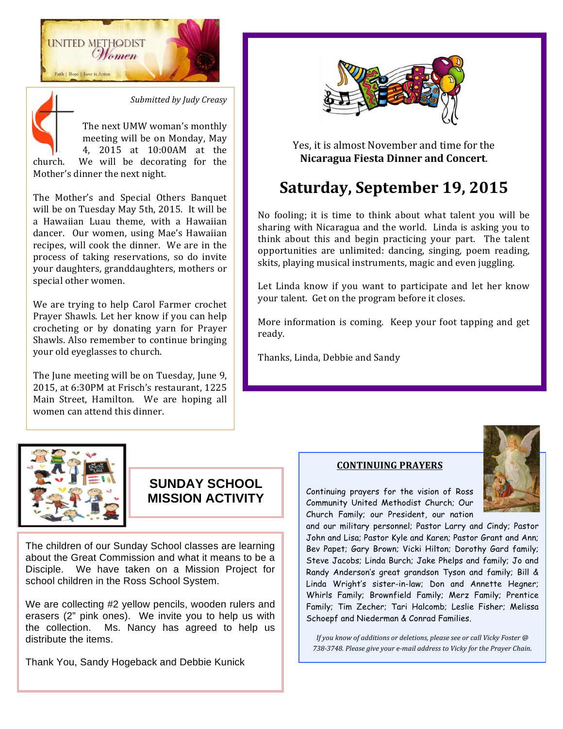## UNITED METHODIST *Women*

Faith | Hope | Love in Action

*Submitted by Judy Creasy*

The next UMW woman's monthly meeting will be on Monday, May 4, 2015 at 10:00AM at the church. We will be decorating for the Mother's dinner the next night.

The Mother's and Special Others Banquet will be on Tuesday May 5th, 2015. It will be a Hawaiian Luau theme, with a Hawaiian dancer. Our women, using Mae's Hawaiian recipes, will cook the dinner. We are in the process of taking reservations, so do invite your daughters, granddaughters, mothers or special other women.

We are trying to help Carol Farmer crochet Prayer Shawls. Let her know if you can help crocheting or by donating yarn for Prayer Shawls. Also remember to continue bringing your old eyeglasses to church.

The June meeting will be on Tuesday, June 9, 2015, at 6:30PM at Frisch's restaurant, 1225 Main Street, Hamilton. We are hoping all women can attend this dinner.

Yes, it is almost November and time for the **Nicaragua Fiesta Dinner and Concert**.

## Saturday, September 19, 2015

No fooling; it is time to think about what talent you will be sharing with Nicaragua and the world. Linda is asking you to think about this and begin practicing your part. The talent opportunities are unlimited: dancing, singing, poem reading, skits, playing musical instruments, magic and even juggling.

Let Linda know if you want to participate and let her know your talent. Get on the program before it closes.

More information is coming. Keep your foot tapping and get ready.

Thanks, Linda, Debbie and Sandy

## SUNDAY SCHOOL MISSION ACTIVITY

The children of our Sunday School classes are learning about the Great Commission and what it means to be a Disciple. We have taken on a Mission Project for school children in the Ross School System.

We are collecting #2 yellow pencils, wooden rulers and erasers (2" pink ones). We invite you to help us with the collection. Ms. Nancy has agreed to help us distribute the items.

Thank You, Sandy Hogeback and Debbie Kunick

## CONTINUING PRAYERS

Continuing prayers for the vision of Ross Community United Methodist Church; Our Church Family; our President, our nation and our military personnel; Pastor Larry and Cindy; Pastor John and Lisa; Pastor Kyle and Karen; Pastor Grant and Ann; Bev Papet; Gary Brown; Vicki Hilton; Dorothy Gard family; Steve Jacobs; Linda Burch; Jake Phelps and family; Jo and Randy Anderson's great grandson Tyson and family; Bill & Linda Wright's sister-in-law; Don and Annette Hegner; Whirls Family; Brownfield Family; Merz Family; Prentice Family; Tim Zecher; Tari Halcomb; Leslie Fisher; Melissa Schoepf and Niederman & Conrad Families.

*If you know of additions or deletions, please see or call Vicky Foster @ 738-3748. Please give your e-mail address to Vicky for the Prayer Chain.*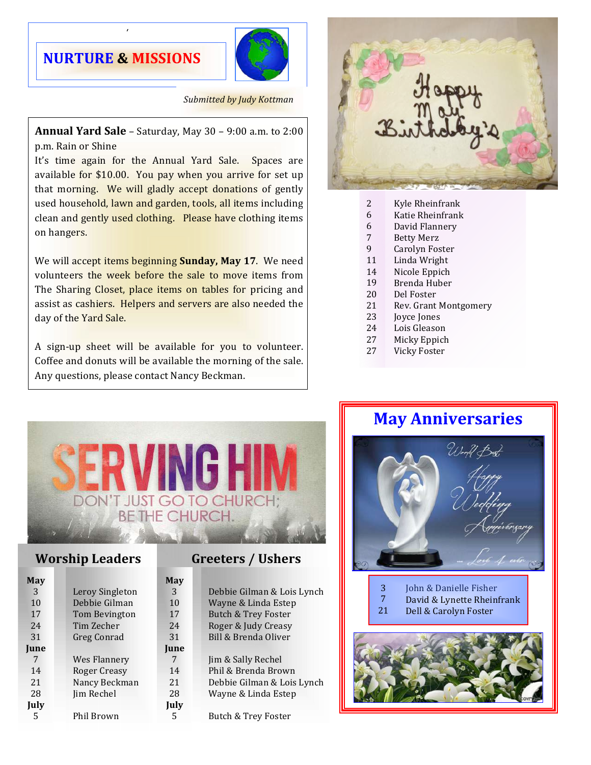## NURTURE & MISSIONS

*Submitted by Judy Kottman*

**Annual Yard Sale** – Saturday, May 30 – 9:00 a.m. to 2:00 p.m. Rain or Shine

It's time again for the Annual Yard Sale. Spaces are available for $10.00. You pay when you arrive for set up that morning. We will gladly accept donations of gently used household, lawn and garden, tools, all items including clean and gently used clothing. Please have clothing items on hangers.

We will accept items beginning **Sunday, May 17**. We need volunteers the week before the sale to move items from The Sharing Closet, place items on tables for pricing and assist as cashiers. Helpers and servers are also needed the day of the Yard Sale.

A sign-up sheet will be available for you to volunteer. Coffee and donuts will be available the morning of the sale. Any questions, please contact Nancy Beckman.

## Happy May Birthday's

| | |
|---|---|
| 2 | Kyle Rheinfrank |
| 6 | Katie Rheinfrank |
| 6 | David Flannery |
| 7 | Betty Merz |
| 9 | Carolyn Foster |
| 11 | Linda Wright |
| 14 | Nicole Eppich |
| 19 | Brenda Huber |
| 20 | Del Foster |
| 21 | Rev. Grant Montgomery |
| 23 | Joyce Jones |
| 24 | Lois Gleason |
| 27 | Micky Eppich |
| 27 | Vicky Foster |

## SERVING HIM

DON'T JUST GO TO CHURCH; BE THE CHURCH.

### Worship Leaders

| | |
|---|---|
| **May** | |
| 3 | Leroy Singleton |
| 10 | Debbie Gilman |
| 17 | Tom Bevington |
| 24 | Tim Zecher |
| 31 | Greg Conrad |
| **June** | |
| 7 | Wes Flannery |
| 14 | Roger Creasy |
| 21 | Nancy Beckman |
| 28 | Jim Rechel |
| **July** | |
| 5 | Phil Brown |

### Greeters / Ushers

| | |
|---|---|
| **May** | |
| 3 | Debbie Gilman & Lois Lynch |
| 10 | Wayne & Linda Estep |
| 17 | Butch & Trey Foster |
| 24 | Roger & Judy Creasy |
| 31 | Bill & Brenda Oliver |
| **June** | |
| 7 | Jim & Sally Rechel |
| 14 | Phil & Brenda Brown |
| 21 | Debbie Gilman & Lois Lynch |
| 28 | Wayne & Linda Estep |
| **July** | |
| 5 | Butch & Trey Foster |

## May Anniversaries

| | |
|---|---|
| 3 | John & Danielle Fisher |
| 7 | David & Lynette Rheinfrank |
| 21 | Dell & Carolyn Foster |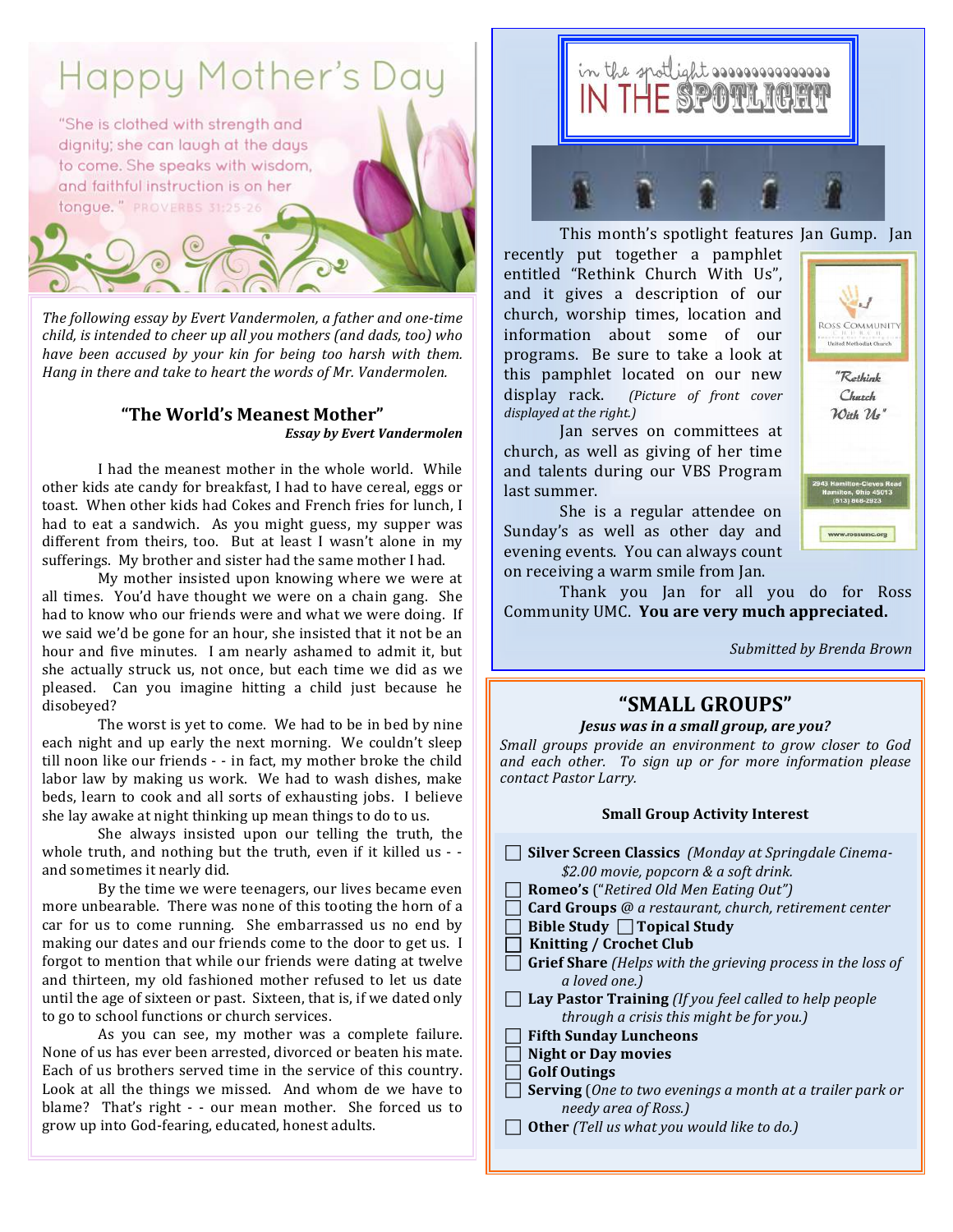# Happy Mother's Day

"She is clothed with strength and dignity; she can laugh at the days to come. She speaks with wisdom, and faithful instruction is on her tongue." PROVERBS 31:25-26

*The following essay by Evert Vandermolen, a father and one-time child, is intended to cheer up all you mothers (and dads, too) who have been accused by your kin for being too harsh with them. Hang in there and take to heart the words of Mr. Vandermolen.*

## "The World's Meanest Mother"

***Essay by Evert Vandermolen***

I had the meanest mother in the whole world. While other kids ate candy for breakfast, I had to have cereal, eggs or toast. When other kids had Cokes and French fries for lunch, I had to eat a sandwich. As you might guess, my supper was different from theirs, too. But at least I wasn't alone in my sufferings. My brother and sister had the same mother I had.

My mother insisted upon knowing where we were at all times. You'd have thought we were on a chain gang. She had to know who our friends were and what we were doing. If we said we'd be gone for an hour, she insisted that it not be an hour and five minutes. I am nearly ashamed to admit it, but she actually struck us, not once, but each time we did as we pleased. Can you imagine hitting a child just because he disobeyed?

The worst is yet to come. We had to be in bed by nine each night and up early the next morning. We couldn't sleep till noon like our friends - - in fact, my mother broke the child labor law by making us work. We had to wash dishes, make beds, learn to cook and all sorts of exhausting jobs. I believe she lay awake at night thinking up mean things to do to us.

She always insisted upon our telling the truth, the whole truth, and nothing but the truth, even if it killed us - - and sometimes it nearly did.

By the time we were teenagers, our lives became even more unbearable. There was none of this tooting the horn of a car for us to come running. She embarrassed us no end by making our dates and our friends come to the door to get us. I forgot to mention that while our friends were dating at twelve and thirteen, my old fashioned mother refused to let us date until the age of sixteen or past. Sixteen, that is, if we dated only to go to school functions or church services.

As you can see, my mother was a complete failure. None of us has ever been arrested, divorced or beaten his mate. Each of us brothers served time in the service of this country. Look at all the things we missed. And whom de we have to blame? That's right - - our mean mother. She forced us to grow up into God-fearing, educated, honest adults.

# In the Spotlight

This month's spotlight features Jan Gump. Jan recently put together a pamphlet entitled "Rethink Church With Us", and it gives a description of our church, worship times, location and information about some of our programs. Be sure to take a look at this pamphlet located on our new display rack. *(Picture of front cover displayed at the right.)*

Ross Community Church — United Methodist Church
"Rethink Church With Us"
2943 Hamilton-Cleves Road
Hamilton, Ohio 45013
(513) 868-2923
www.rossumc.org

Jan serves on committees at church, as well as giving of her time and talents during our VBS Program last summer.

She is a regular attendee on Sunday's as well as other day and evening events. You can always count on receiving a warm smile from Jan.

Thank you Jan for all you do for Ross Community UMC. **You are very much appreciated.**

*Submitted by Brenda Brown*

## "SMALL GROUPS"

***Jesus was in a small group, are you?***

*Small groups provide an environment to grow closer to God and each other. To sign up or for more information please contact Pastor Larry.*

**Small Group Activity Interest**

- ☐ **Silver Screen Classics** *(Monday at Springdale Cinema- $2.00 movie, popcorn & a soft drink.*
- ☐ **Romeo's** ("*Retired Old Men Eating Out")*
- ☐ **Card Groups** @ *a restaurant, church, retirement center*
- ☐ **Bible Study** ☐ **Topical Study**
- ☐ **Knitting / Crochet Club**
- ☐ **Grief Share** *(Helps with the grieving process in the loss of a loved one.)*
- ☐ **Lay Pastor Training** *(If you feel called to help people through a crisis this might be for you.)*
- ☐ **Fifth Sunday Luncheons**
- ☐ **Night or Day movies**
- ☐ **Golf Outings**
- ☐ **Serving** (*One to two evenings a month at a trailer park or needy area of Ross.)*
- ☐ **Other** *(Tell us what you would like to do.)*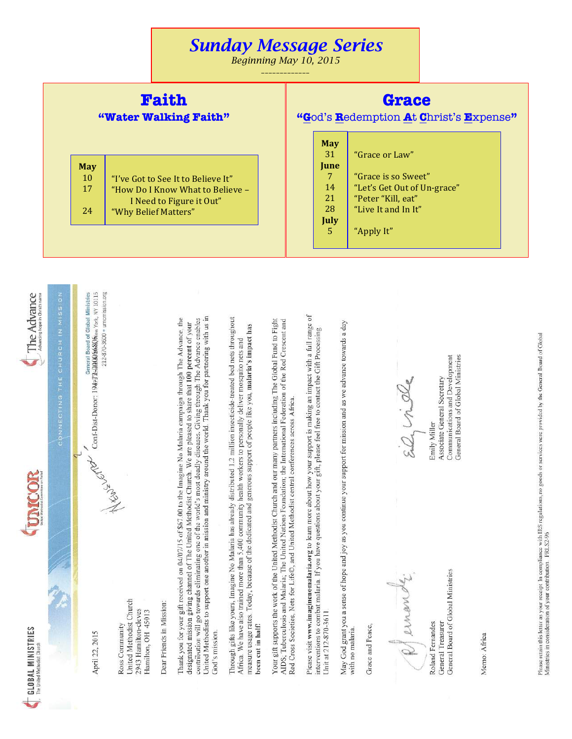# *Sunday Message Series*

*Beginning May 10, 2015*

-------------

## Faith

### "Water Walking Faith"

| | |
|---|---|
| **May** | |
| 10 | "I've Got to See It to Believe It" |
| 17 | "How Do I Know What to Believe – I Need to Figure it Out" |
| 24 | "Why Belief Matters" |

## Grace

### "**G**od's **R**edemption **A**t **C**hrist's **E**xpense"

| | |
|---|---|
| **May** | |
| 31 | "Grace or Law" |
| **June** | |
| 7 | "Grace is so Sweet" |
| 14 | "Let's Get Out of Un-grace" |
| 21 | "Peter "Kill, eat" |
| 28 | "Live It and In It" |
| **July** | |
| 5 | "Apply It" |

GLOBAL MINISTRIES
The United Methodist Church

UMCOR
United Methodist Committee on Relief

The Advance
Advancing hope in Christ's name

CONNECTING THE CHURCH IN MISSION

General Board of Global Ministries
475 Riverside Drive, New York, NY 10115
212-870-3600 • umcmission.org

April 22, 2015

Conf-Dist-Donor: 1947-3-0004988

Ross Community
United Methodist Church
2943 Hamilton-cleves
Hamilton, OH 45013

Newsletter

Dear Friends in Mission:

Thank you for your gift received on 04/07/15 of $67.00 to the Imagine No Malaria campaign through The Advance, the designated mission giving channel of The United Methodist Church. We are pleased to share that **100 percent** of your contribution will go towards eliminating one of the world's most deadly diseases. Giving through The Advance enables United Methodists to support one another in mission and ministry around the world. Thank you for partnering with us in God's mission.

Through gifts like yours, Imagine No Malaria has already distributed 1.2 million insecticide-treated bed nets throughout Africa. We have also trained more than 5,400 community health workers to personally deliver mosquito nets and measure usage rates. Today, because of the dedicated and generous support of people like you, **malaria's impact has been cut in half!**

Your gift supports the work of the United Methodist Church and our many partners including The Global Fund to Fight AIDS, Tuberculosis and Malaria, The United Nations Foundation, the International Federation of the Red Crescent and Red Cross Societies, Nets for Life©, and United Methodist central conferences across Africa.

Please visit **www.imaginenomalaria.org** to learn more about how your support is making an impact with a full range of interventions to combat malaria. If you have questions about your gift, please feel free to contact the Gift Processing Unit at 212-870-3611.

May God grant you a sense of hope and joy as you continue your support for mission and as we advance towards a day with no malaria.

Grace and Peace,

Roland Fernandes
General Treasurer
General Board of Global Ministries

Emily Miller
Associate General Secretary
Communications and Development
General Board of Global Ministries

Memo: Africa

Please retain this letter as your receipt. In compliance with IRS regulations, no goods or services were provided by the General Board of Global Ministries in consideration of your contribution. PRLS2-96